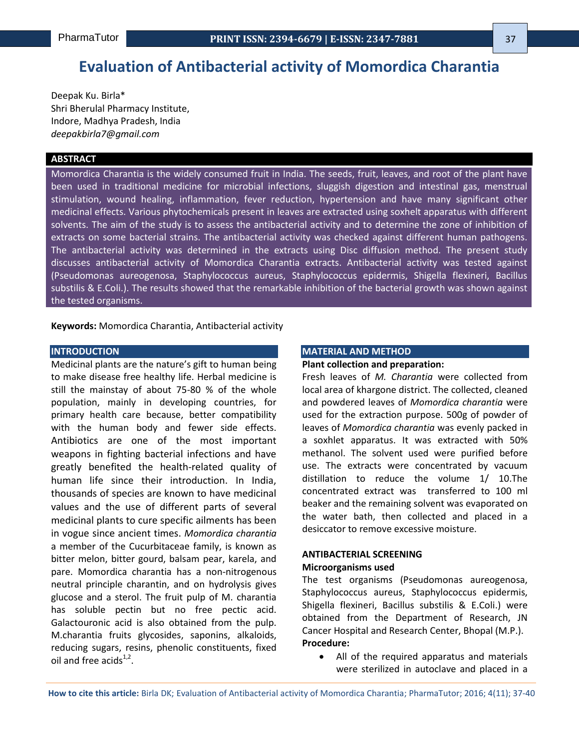# Evaluation of Antibacterial activity of Momordica Charantia

Deepak Ku. Birla*
Shri Bherulal Pharmacy Institute,
Indore, Madhya Pradesh, India
*deepakbirla7@gmail.com*

## ABSTRACT

Momordica Charantia is the widely consumed fruit in India. The seeds, fruit, leaves, and root of the plant have been used in traditional medicine for microbial infections, sluggish digestion and intestinal gas, menstrual stimulation, wound healing, inflammation, fever reduction, hypertension and have many significant other medicinal effects. Various phytochemicals present in leaves are extracted using soxhelt apparatus with different solvents. The aim of the study is to assess the antibacterial activity and to determine the zone of inhibition of extracts on some bacterial strains. The antibacterial activity was checked against different human pathogens. The antibacterial activity was determined in the extracts using Disc diffusion method. The present study discusses antibacterial activity of Momordica Charantia extracts. Antibacterial activity was tested against (Pseudomonas aureogenosa, Staphylococcus aureus, Staphylococcus epidermis, Shigella flexineri, Bacillus substilis & E.Coli.). The results showed that the remarkable inhibition of the bacterial growth was shown against the tested organisms.

**Keywords:** Momordica Charantia, Antibacterial activity

## INTRODUCTION

Medicinal plants are the nature's gift to human being to make disease free healthy life. Herbal medicine is still the mainstay of about 75-80 % of the whole population, mainly in developing countries, for primary health care because, better compatibility with the human body and fewer side effects. Antibiotics are one of the most important weapons in fighting bacterial infections and have greatly benefited the health-related quality of human life since their introduction. In India, thousands of species are known to have medicinal values and the use of different parts of several medicinal plants to cure specific ailments has been in vogue since ancient times. *Momordica charantia* a member of the Cucurbitaceae family, is known as bitter melon, bitter gourd, balsam pear, karela, and pare. Momordica charantia has a non-nitrogenous neutral principle charantin, and on hydrolysis gives glucose and a sterol. The fruit pulp of M. charantia has soluble pectin but no free pectic acid. Galactouronic acid is also obtained from the pulp. M.charantia fruits glycosides, saponins, alkaloids, reducing sugars, resins, phenolic constituents, fixed oil and free acids[1,2].

## MATERIAL AND METHOD

**Plant collection and preparation:**

Fresh leaves of *M. Charantia* were collected from local area of khargone district. The collected, cleaned and powdered leaves of *Momordica charantia* were used for the extraction purpose. 500g of powder of leaves of *Momordica charantia* was evenly packed in a soxhlet apparatus. It was extracted with 50% methanol. The solvent used were purified before use. The extracts were concentrated by vacuum distillation to reduce the volume 1/ 10.The concentrated extract was transferred to 100 ml beaker and the remaining solvent was evaporated on the water bath, then collected and placed in a desiccator to remove excessive moisture.

### ANTIBACTERIAL SCREENING

**Microorganisms used**

The test organisms (Pseudomonas aureogenosa, Staphylococcus aureus, Staphylococcus epidermis, Shigella flexineri, Bacillus substilis & E.Coli.) were obtained from the Department of Research, JN Cancer Hospital and Research Center, Bhopal (M.P.).

**Procedure:**

- All of the required apparatus and materials were sterilized in autoclave and placed in a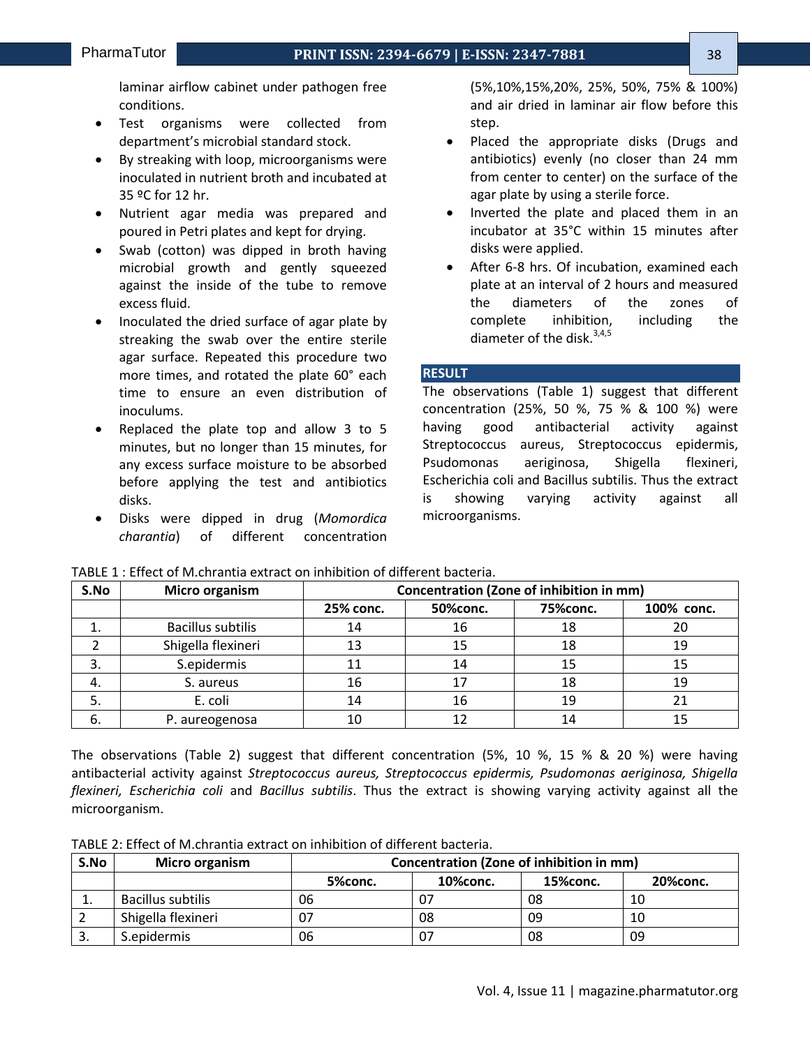laminar airflow cabinet under pathogen free conditions.

- Test organisms were collected from department's microbial standard stock.
- By streaking with loop, microorganisms were inoculated in nutrient broth and incubated at 35 ºC for 12 hr.
- Nutrient agar media was prepared and poured in Petri plates and kept for drying.
- Swab (cotton) was dipped in broth having microbial growth and gently squeezed against the inside of the tube to remove excess fluid.
- Inoculated the dried surface of agar plate by streaking the swab over the entire sterile agar surface. Repeated this procedure two more times, and rotated the plate 60° each time to ensure an even distribution of inoculums.
- Replaced the plate top and allow 3 to 5 minutes, but no longer than 15 minutes, for any excess surface moisture to be absorbed before applying the test and antibiotics disks.
- Disks were dipped in drug (*Momordica charantia*) of different concentration (5%,10%,15%,20%, 25%, 50%, 75% & 100%) and air dried in laminar air flow before this step.
- Placed the appropriate disks (Drugs and antibiotics) evenly (no closer than 24 mm from center to center) on the surface of the agar plate by using a sterile force.
- Inverted the plate and placed them in an incubator at 35°C within 15 minutes after disks were applied.
- After 6-8 hrs. Of incubation, examined each plate at an interval of 2 hours and measured the diameters of the zones of complete inhibition, including the diameter of the disk.[3,4,5]

## RESULT

The observations (Table 1) suggest that different concentration (25%, 50 %, 75 % & 100 %) were having good antibacterial activity against Streptococcus aureus, Streptococcus epidermis, Psudomonas aeriginosa, Shigella flexineri, Escherichia coli and Bacillus subtilis. Thus the extract is showing varying activity against all microorganisms.

TABLE 1 : Effect of M.chrantia extract on inhibition of different bacteria.

| S.No | Micro organism | Concentration (Zone of inhibition in mm) | | | |
|---|---|---|---|---|---|
| | | 25% conc. | 50%conc. | 75%conc. | 100% conc. |
| 1. | Bacillus subtilis | 14 | 16 | 18 | 20 |
| 2 | Shigella flexineri | 13 | 15 | 18 | 19 |
| 3. | S.epidermis | 11 | 14 | 15 | 15 |
| 4. | S. aureus | 16 | 17 | 18 | 19 |
| 5. | E. coli | 14 | 16 | 19 | 21 |
| 6. | P. aureogenosa | 10 | 12 | 14 | 15 |

The observations (Table 2) suggest that different concentration (5%, 10 %, 15 % & 20 %) were having antibacterial activity against *Streptococcus aureus, Streptococcus epidermis, Psudomonas aeriginosa, Shigella flexineri, Escherichia coli* and *Bacillus subtilis*. Thus the extract is showing varying activity against all the microorganism.

TABLE 2: Effect of M.chrantia extract on inhibition of different bacteria.

| S.No | Micro organism | Concentration (Zone of inhibition in mm) | | | |
|---|---|---|---|---|---|
| | | 5%conc. | 10%conc. | 15%conc. | 20%conc. |
| 1. | Bacillus subtilis | 06 | 07 | 08 | 10 |
| 2 | Shigella flexineri | 07 | 08 | 09 | 10 |
| 3. | S.epidermis | 06 | 07 | 08 | 09 |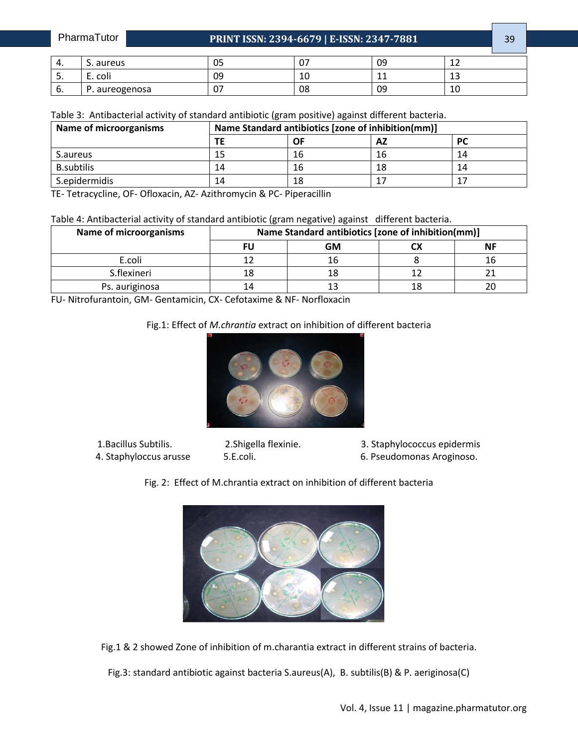| 4. | S. aureus | 05 | 07 | 09 | 12 |
|---|---|---|---|---|---|
| 5. | E. coli | 09 | 10 | 11 | 13 |
| 6. | P. aureogenosa | 07 | 08 | 09 | 10 |

Table 3: Antibacterial activity of standard antibiotic (gram positive) against different bacteria.

| Name of microorganisms | Name Standard antibiotics [zone of inhibition(mm)] | | | |
|---|---|---|---|---|
| | TE | OF | AZ | PC |
| S.aureus | 15 | 16 | 16 | 14 |
| B.subtilis | 14 | 16 | 18 | 14 |
| S.epidermidis | 14 | 18 | 17 | 17 |

TE- Tetracycline, OF- Ofloxacin, AZ- Azithromycin & PC- Piperacillin

Table 4: Antibacterial activity of standard antibiotic (gram negative) against different bacteria.

| Name of microorganisms | Name Standard antibiotics [zone of inhibition(mm)] | | | |
|---|---|---|---|---|
| | FU | GM | CX | NF |
| E.coli | 12 | 16 | 8 | 16 |
| S.flexineri | 18 | 18 | 12 | 21 |
| Ps. auriginosa | 14 | 13 | 18 | 20 |

FU- Nitrofurantoin, GM- Gentamicin, CX- Cefotaxime & NF- Norfloxacin

Fig.1: Effect of *M.chrantia* extract on inhibition of different bacteria

1.Bacillus Subtilis. 2.Shigella flexinie. 3. Staphylococcus epidermis
4. Staphyloccus arusse 5.E.coli. 6. Pseudomonas Aroginoso.

Fig. 2: Effect of M.chrantia extract on inhibition of different bacteria

Fig.1 & 2 showed Zone of inhibition of m.charantia extract in different strains of bacteria.

Fig.3: standard antibiotic against bacteria S.aureus(A), B. subtilis(B) & P. aeriginosa(C)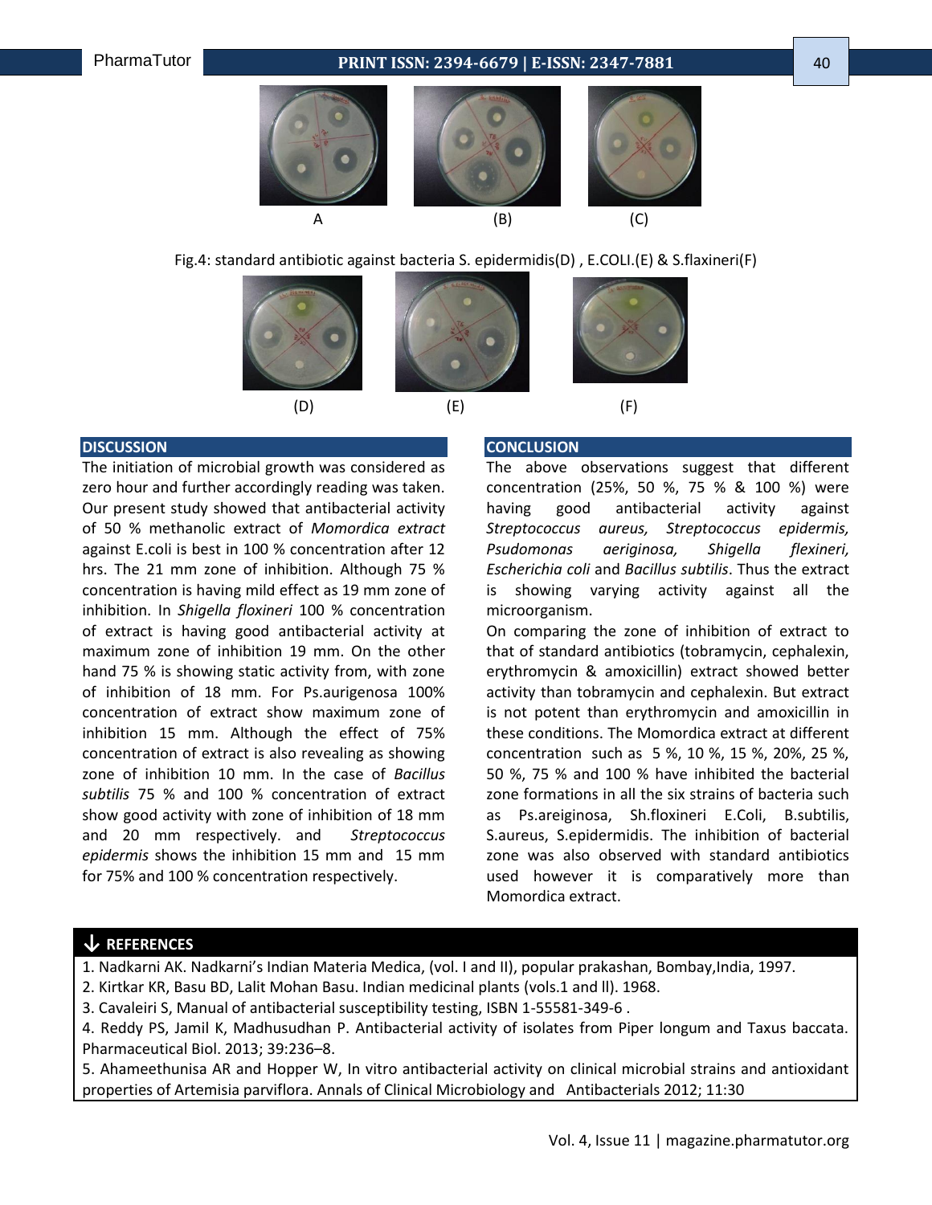A (B) (C)

Fig.4: standard antibiotic against bacteria S. epidermidis(D) , E.COLI.(E) & S.flaxineri(F)

(D) (E) (F)

## DISCUSSION

The initiation of microbial growth was considered as zero hour and further accordingly reading was taken. Our present study showed that antibacterial activity of 50 % methanolic extract of *Momordica extract* against E.coli is best in 100 % concentration after 12 hrs. The 21 mm zone of inhibition. Although 75 % concentration is having mild effect as 19 mm zone of inhibition. In *Shigella floxineri* 100 % concentration of extract is having good antibacterial activity at maximum zone of inhibition 19 mm. On the other hand 75 % is showing static activity from, with zone of inhibition of 18 mm. For Ps.aurigenosa 100% concentration of extract show maximum zone of inhibition 15 mm. Although the effect of 75% concentration of extract is also revealing as showing zone of inhibition 10 mm. In the case of *Bacillus subtilis* 75 % and 100 % concentration of extract show good activity with zone of inhibition of 18 mm and 20 mm respectively. and *Streptococcus epidermis* shows the inhibition 15 mm and 15 mm for 75% and 100 % concentration respectively.

## CONCLUSION

The above observations suggest that different concentration (25%, 50 %, 75 % & 100 %) were having good antibacterial activity against *Streptococcus aureus, Streptococcus epidermis, Psudomonas aeriginosa, Shigella flexineri, Escherichia coli* and *Bacillus subtilis*. Thus the extract is showing varying activity against all the microorganism.

On comparing the zone of inhibition of extract to that of standard antibiotics (tobramycin, cephalexin, erythromycin & amoxicillin) extract showed better activity than tobramycin and cephalexin. But extract is not potent than erythromycin and amoxicillin in these conditions. The Momordica extract at different concentration such as 5 %, 10 %, 15 %, 20%, 25 %, 50 %, 75 % and 100 % have inhibited the bacterial zone formations in all the six strains of bacteria such as Ps.areiginosa, Sh.floxineri E.Coli, B.subtilis, S.aureus, S.epidermidis. The inhibition of bacterial zone was also observed with standard antibiotics used however it is comparatively more than Momordica extract.

## REFERENCES

1. Nadkarni AK. Nadkarni's Indian Materia Medica, (vol. I and II), popular prakashan, Bombay,India, 1997.
2. Kirtkar KR, Basu BD, Lalit Mohan Basu. Indian medicinal plants (vols.1 and ll). 1968.
3. Cavaleiri S, Manual of antibacterial susceptibility testing, ISBN 1-55581-349-6 .
4. Reddy PS, Jamil K, Madhusudhan P. Antibacterial activity of isolates from Piper longum and Taxus baccata. Pharmaceutical Biol. 2013; 39:236–8.
5. Ahameethunisa AR and Hopper W, In vitro antibacterial activity on clinical microbial strains and antioxidant properties of Artemisia parviflora. Annals of Clinical Microbiology and Antibacterials 2012; 11:30